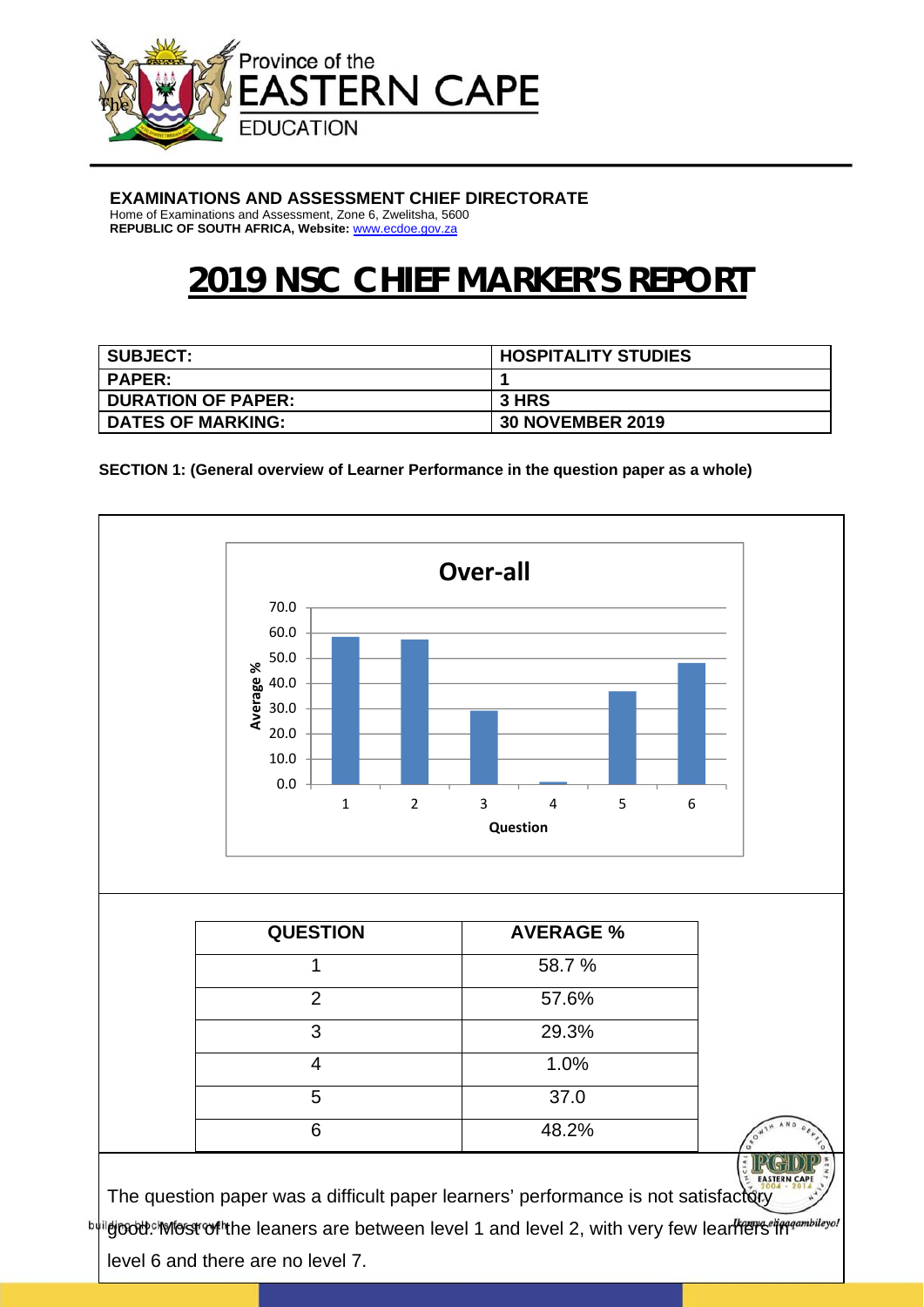Province of the
EASTERN CAPE
EDUCATION

**EXAMINATIONS AND ASSESSMENT CHIEF DIRECTORATE**
Home of Examinations and Assessment, Zone 6, Zwelitsha, 5600
**REPUBLIC OF SOUTH AFRICA, Website:** www.ecdoe.gov.za

# 2019 NSC CHIEF MARKER'S REPORT

| SUBJECT: | HOSPITALITY STUDIES |
|---|---|
| PAPER: | 1 |
| DURATION OF PAPER: | 3 HRS |
| DATES OF MARKING: | 30 NOVEMBER 2019 |

**SECTION 1: (General overview of Learner Performance in the question paper as a whole)**

**Over-all**

| QUESTION | AVERAGE % |
|---|---|
| 1 | 58.7 % |
| 2 | 57.6% |
| 3 | 29.3% |
| 4 | 1.0% |
| 5 | 37.0 |
| 6 | 48.2% |

The question paper was a difficult paper learners' performance is not satisfactory good. Most of the leaners are between level 1 and level 2, with very few learners in level 6 and there are no level 7.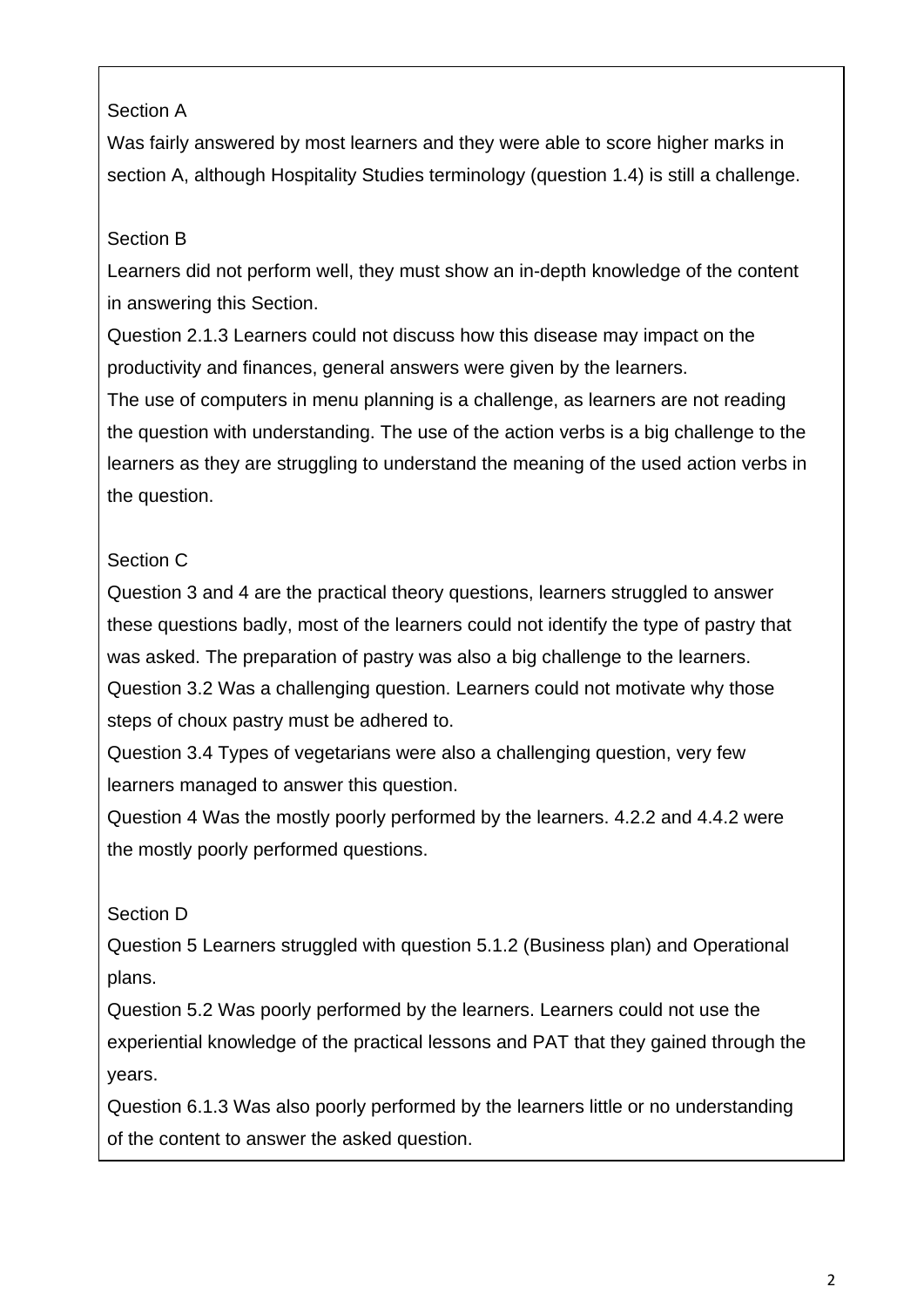Section A

Was fairly answered by most learners and they were able to score higher marks in section A, although Hospitality Studies terminology (question 1.4) is still a challenge.

Section B

Learners did not perform well, they must show an in-depth knowledge of the content in answering this Section.

Question 2.1.3 Learners could not discuss how this disease may impact on the productivity and finances, general answers were given by the learners.

The use of computers in menu planning is a challenge, as learners are not reading the question with understanding. The use of the action verbs is a big challenge to the learners as they are struggling to understand the meaning of the used action verbs in the question.

Section C

Question 3 and 4 are the practical theory questions, learners struggled to answer these questions badly, most of the learners could not identify the type of pastry that was asked. The preparation of pastry was also a big challenge to the learners.

Question 3.2 Was a challenging question. Learners could not motivate why those steps of choux pastry must be adhered to.

Question 3.4 Types of vegetarians were also a challenging question, very few learners managed to answer this question.

Question 4 Was the mostly poorly performed by the learners. 4.2.2 and 4.4.2 were the mostly poorly performed questions.

Section D

Question 5 Learners struggled with question 5.1.2 (Business plan) and Operational plans.

Question 5.2 Was poorly performed by the learners. Learners could not use the experiential knowledge of the practical lessons and PAT that they gained through the years.

Question 6.1.3 Was also poorly performed by the learners little or no understanding of the content to answer the asked question.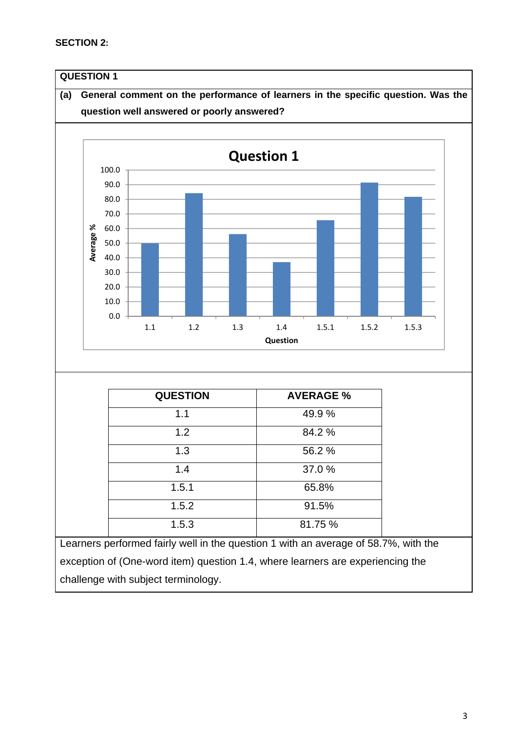**SECTION 2:**

**QUESTION 1**

**(a) General comment on the performance of learners in the specific question. Was the question well answered or poorly answered?**

| QUESTION | AVERAGE % |
|---|---|
| 1.1 | 49.9 % |
| 1.2 | 84.2 % |
| 1.3 | 56.2 % |
| 1.4 | 37.0 % |
| 1.5.1 | 65.8% |
| 1.5.2 | 91.5% |
| 1.5.3 | 81.75 % |

Learners performed fairly well in the question 1 with an average of 58.7%, with the exception of (One-word item) question 1.4, where learners are experiencing the challenge with subject terminology.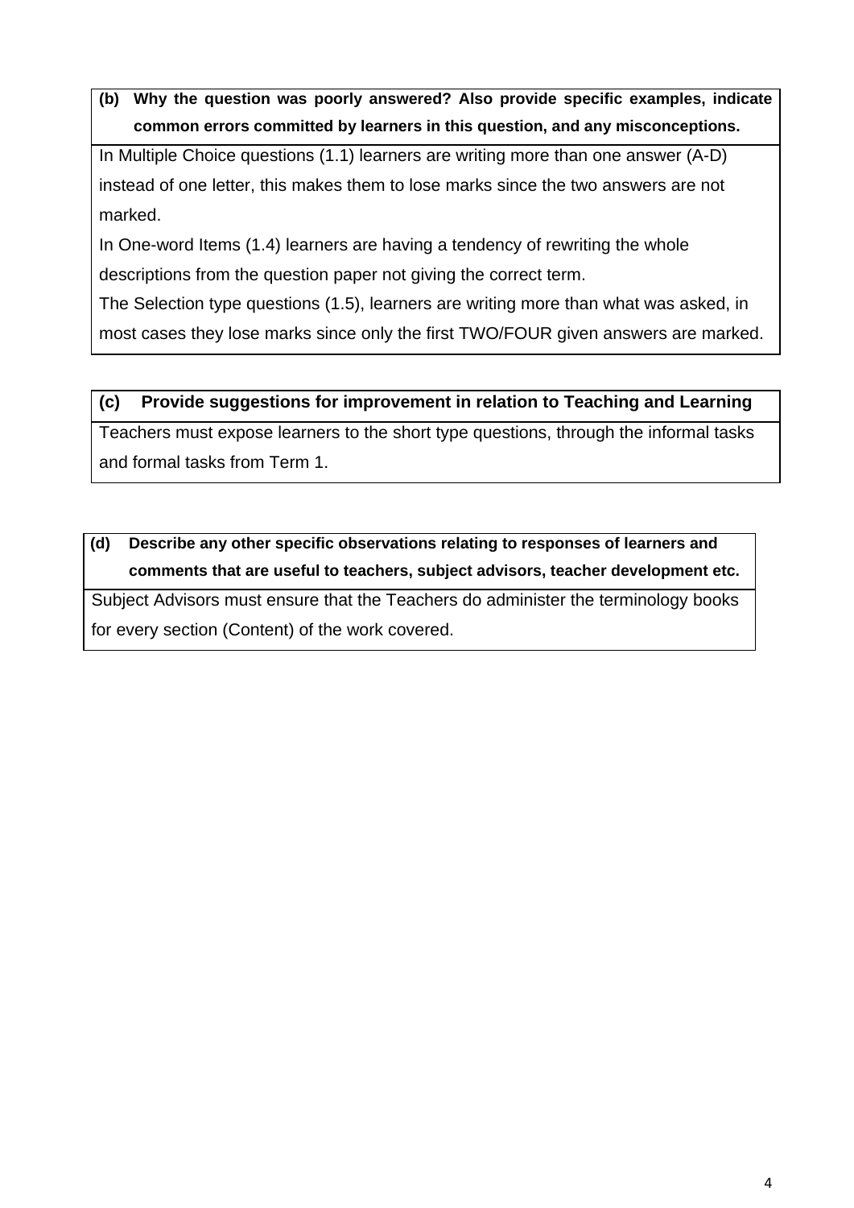**(b) Why the question was poorly answered? Also provide specific examples, indicate common errors committed by learners in this question, and any misconceptions.**

In Multiple Choice questions (1.1) learners are writing more than one answer (A-D) instead of one letter, this makes them to lose marks since the two answers are not marked.

In One-word Items (1.4) learners are having a tendency of rewriting the whole descriptions from the question paper not giving the correct term.

The Selection type questions (1.5), learners are writing more than what was asked, in most cases they lose marks since only the first TWO/FOUR given answers are marked.

**(c) Provide suggestions for improvement in relation to Teaching and Learning**

Teachers must expose learners to the short type questions, through the informal tasks and formal tasks from Term 1.

**(d) Describe any other specific observations relating to responses of learners and comments that are useful to teachers, subject advisors, teacher development etc.**

Subject Advisors must ensure that the Teachers do administer the terminology books for every section (Content) of the work covered.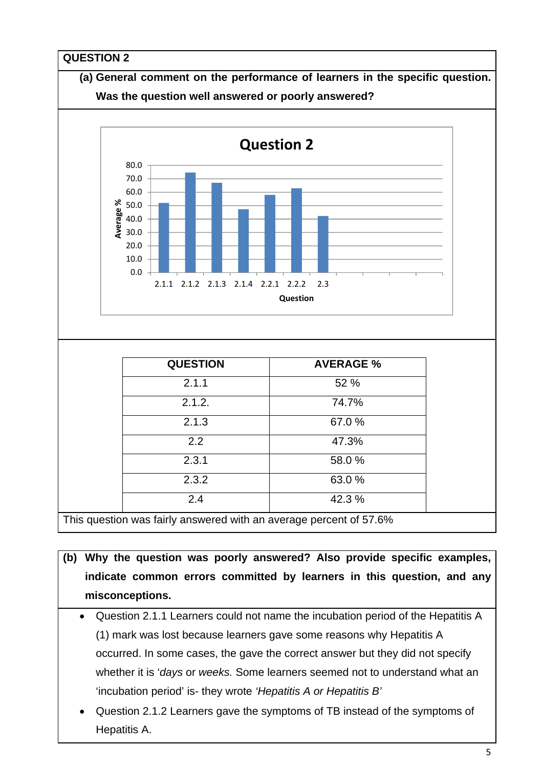**QUESTION 2**

**(a) General comment on the performance of learners in the specific question. Was the question well answered or poorly answered?**

| QUESTION | AVERAGE % |
|---|---|
| 2.1.1 | 52 % |
| 2.1.2. | 74.7% |
| 2.1.3 | 67.0 % |
| 2.2 | 47.3% |
| 2.3.1 | 58.0 % |
| 2.3.2 | 63.0 % |
| 2.4 | 42.3 % |

This question was fairly answered with an average percent of 57.6%

**(b) Why the question was poorly answered? Also provide specific examples, indicate common errors committed by learners in this question, and any misconceptions.**

- Question 2.1.1 Learners could not name the incubation period of the Hepatitis A (1) mark was lost because learners gave some reasons why Hepatitis A occurred. In some cases, the gave the correct answer but they did not specify whether it is '*days* or *weeks.* Some learners seemed not to understand what an 'incubation period' is- they wrote *'Hepatitis A or Hepatitis B'*
- Question 2.1.2 Learners gave the symptoms of TB instead of the symptoms of Hepatitis A.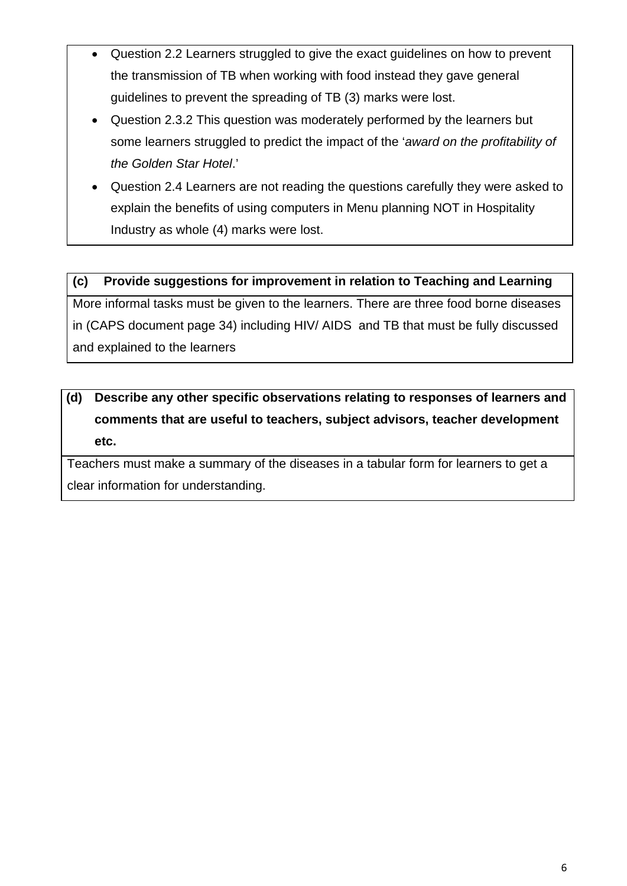- Question 2.2 Learners struggled to give the exact guidelines on how to prevent the transmission of TB when working with food instead they gave general guidelines to prevent the spreading of TB (3) marks were lost.
- Question 2.3.2 This question was moderately performed by the learners but some learners struggled to predict the impact of the '*award on the profitability of the Golden Star Hotel*.'
- Question 2.4 Learners are not reading the questions carefully they were asked to explain the benefits of using computers in Menu planning NOT in Hospitality Industry as whole (4) marks were lost.

**(c) Provide suggestions for improvement in relation to Teaching and Learning**

More informal tasks must be given to the learners. There are three food borne diseases in (CAPS document page 34) including HIV/ AIDS and TB that must be fully discussed and explained to the learners

**(d) Describe any other specific observations relating to responses of learners and comments that are useful to teachers, subject advisors, teacher development etc.**

Teachers must make a summary of the diseases in a tabular form for learners to get a clear information for understanding.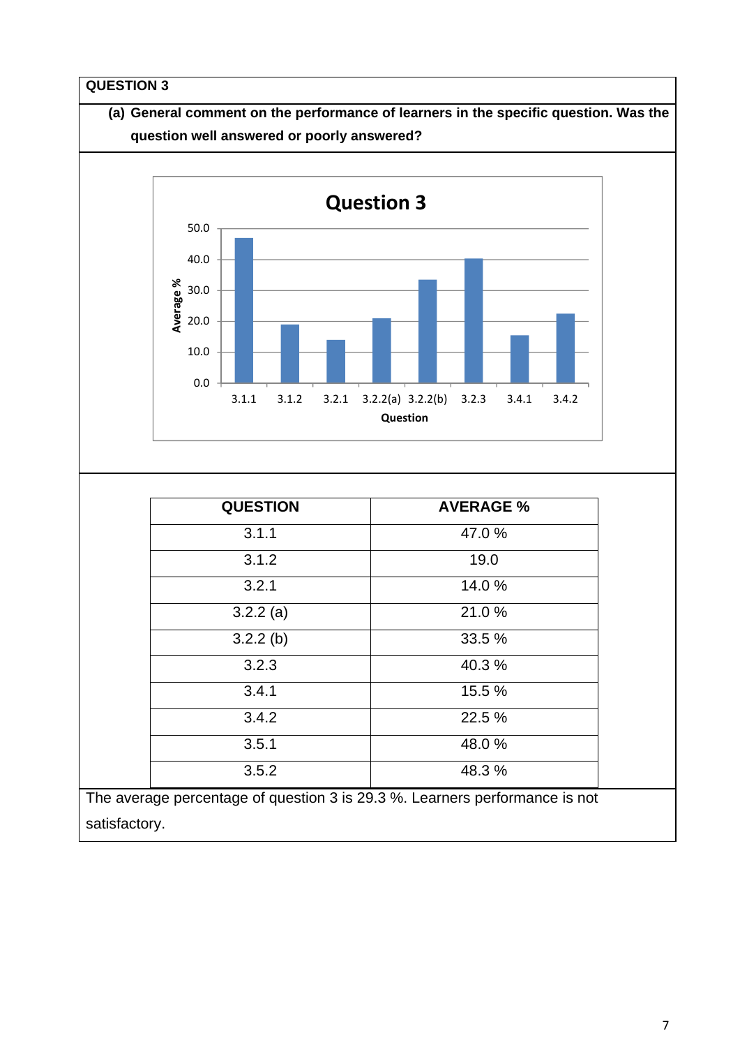**QUESTION 3**

**(a) General comment on the performance of learners in the specific question. Was the question well answered or poorly answered?**

| QUESTION | AVERAGE % |
|---|---|
| 3.1.1 | 47.0 % |
| 3.1.2 | 19.0 |
| 3.2.1 | 14.0 % |
| 3.2.2 (a) | 21.0 % |
| 3.2.2 (b) | 33.5 % |
| 3.2.3 | 40.3 % |
| 3.4.1 | 15.5 % |
| 3.4.2 | 22.5 % |
| 3.5.1 | 48.0 % |
| 3.5.2 | 48.3 % |

The average percentage of question 3 is 29.3 %. Learners performance is not satisfactory.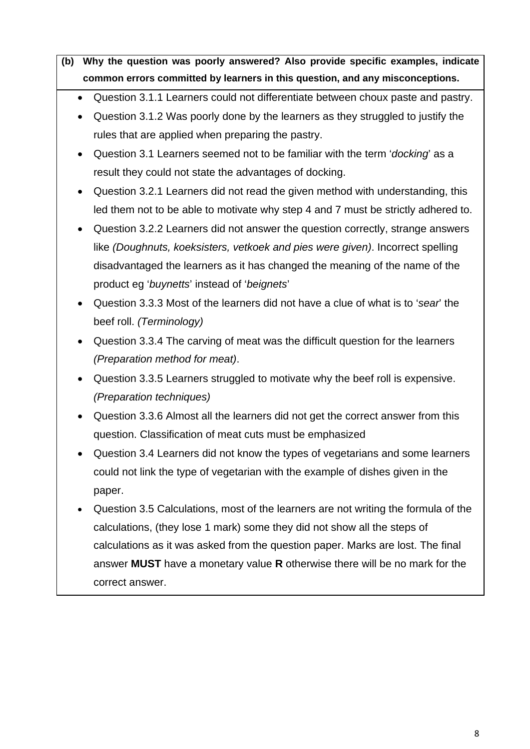**(b) Why the question was poorly answered? Also provide specific examples, indicate common errors committed by learners in this question, and any misconceptions.**

- Question 3.1.1 Learners could not differentiate between choux paste and pastry.
- Question 3.1.2 Was poorly done by the learners as they struggled to justify the rules that are applied when preparing the pastry.
- Question 3.1 Learners seemed not to be familiar with the term '*docking*' as a result they could not state the advantages of docking.
- Question 3.2.1 Learners did not read the given method with understanding, this led them not to be able to motivate why step 4 and 7 must be strictly adhered to.
- Question 3.2.2 Learners did not answer the question correctly, strange answers like *(Doughnuts, koeksisters, vetkoek and pies were given)*. Incorrect spelling disadvantaged the learners as it has changed the meaning of the name of the product eg '*buynetts*' instead of '*beignets*'
- Question 3.3.3 Most of the learners did not have a clue of what is to '*sear*' the beef roll. *(Terminology)*
- Question 3.3.4 The carving of meat was the difficult question for the learners *(Preparation method for meat)*.
- Question 3.3.5 Learners struggled to motivate why the beef roll is expensive. *(Preparation techniques)*
- Question 3.3.6 Almost all the learners did not get the correct answer from this question. Classification of meat cuts must be emphasized
- Question 3.4 Learners did not know the types of vegetarians and some learners could not link the type of vegetarian with the example of dishes given in the paper.
- Question 3.5 Calculations, most of the learners are not writing the formula of the calculations, (they lose 1 mark) some they did not show all the steps of calculations as it was asked from the question paper. Marks are lost. The final answer **MUST** have a monetary value **R** otherwise there will be no mark for the correct answer.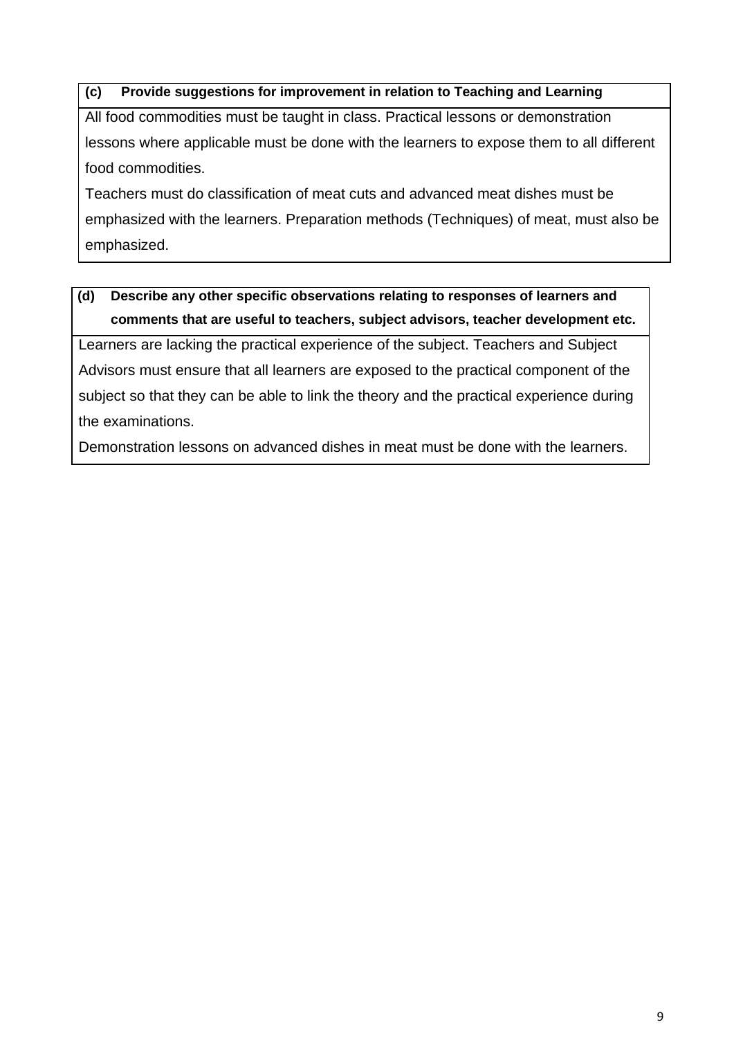| (c) Provide suggestions for improvement in relation to Teaching and Learning |
| --- |
| All food commodities must be taught in class. Practical lessons or demonstration lessons where applicable must be done with the learners to expose them to all different food commodities.<br>Teachers must do classification of meat cuts and advanced meat dishes must be emphasized with the learners. Preparation methods (Techniques) of meat, must also be emphasized. |

| (d) Describe any other specific observations relating to responses of learners and comments that are useful to teachers, subject advisors, teacher development etc. |
| --- |
| Learners are lacking the practical experience of the subject. Teachers and Subject Advisors must ensure that all learners are exposed to the practical component of the subject so that they can be able to link the theory and the practical experience during the examinations.<br>Demonstration lessons on advanced dishes in meat must be done with the learners. |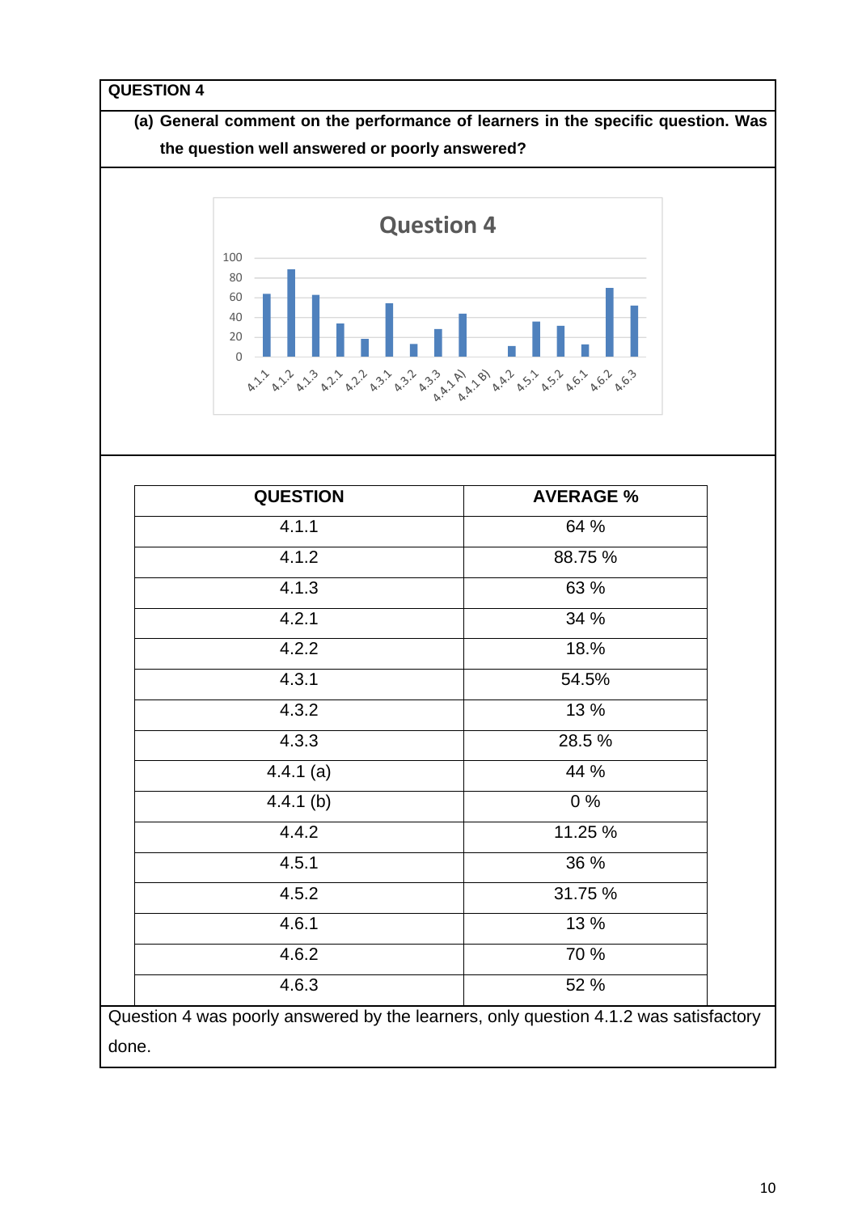## QUESTION 4

**(a) General comment on the performance of learners in the specific question. Was the question well answered or poorly answered?**

| QUESTION | AVERAGE % |
|---|---|
| 4.1.1 | 64 % |
| 4.1.2 | 88.75 % |
| 4.1.3 | 63 % |
| 4.2.1 | 34 % |
| 4.2.2 | 18.% |
| 4.3.1 | 54.5% |
| 4.3.2 | 13 % |
| 4.3.3 | 28.5 % |
| 4.4.1 (a) | 44 % |
| 4.4.1 (b) | 0 % |
| 4.4.2 | 11.25 % |
| 4.5.1 | 36 % |
| 4.5.2 | 31.75 % |
| 4.6.1 | 13 % |
| 4.6.2 | 70 % |
| 4.6.3 | 52 % |

Question 4 was poorly answered by the learners, only question 4.1.2 was satisfactory done.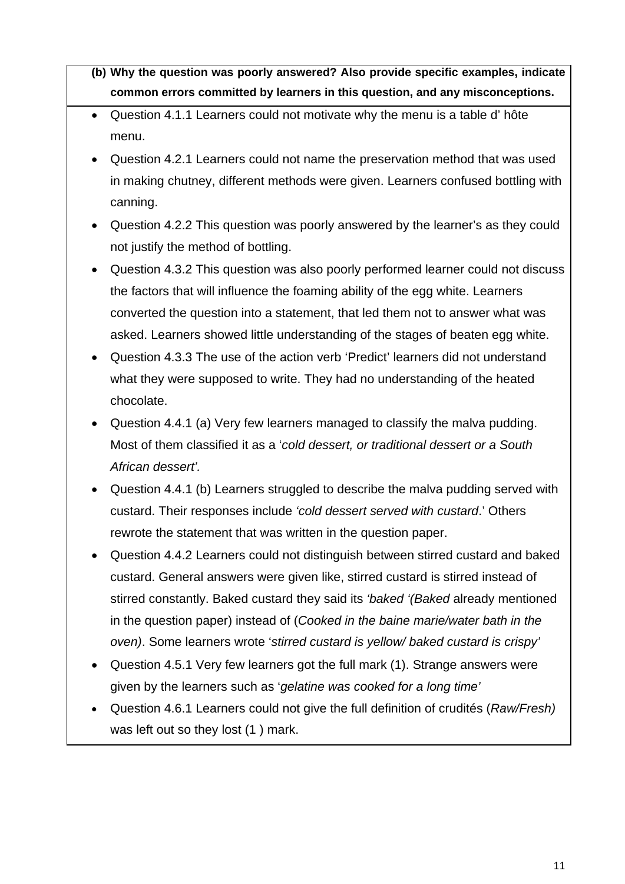**(b) Why the question was poorly answered? Also provide specific examples, indicate common errors committed by learners in this question, and any misconceptions.**

- Question 4.1.1 Learners could not motivate why the menu is a table d' hôte menu.
- Question 4.2.1 Learners could not name the preservation method that was used in making chutney, different methods were given. Learners confused bottling with canning.
- Question 4.2.2 This question was poorly answered by the learner's as they could not justify the method of bottling.
- Question 4.3.2 This question was also poorly performed learner could not discuss the factors that will influence the foaming ability of the egg white. Learners converted the question into a statement, that led them not to answer what was asked. Learners showed little understanding of the stages of beaten egg white.
- Question 4.3.3 The use of the action verb 'Predict' learners did not understand what they were supposed to write. They had no understanding of the heated chocolate.
- Question 4.4.1 (a) Very few learners managed to classify the malva pudding. Most of them classified it as a '*cold dessert, or traditional dessert or a South African dessert'.*
- Question 4.4.1 (b) Learners struggled to describe the malva pudding served with custard. Their responses include *'cold dessert served with custard*.' Others rewrote the statement that was written in the question paper.
- Question 4.4.2 Learners could not distinguish between stirred custard and baked custard. General answers were given like, stirred custard is stirred instead of stirred constantly. Baked custard they said its *'baked '(Baked* already mentioned in the question paper) instead of (*Cooked in the baine marie/water bath in the oven)*. Some learners wrote '*stirred custard is yellow/ baked custard is crispy'*
- Question 4.5.1 Very few learners got the full mark (1). Strange answers were given by the learners such as '*gelatine was cooked for a long time'*
- Question 4.6.1 Learners could not give the full definition of crudités (*Raw/Fresh)* was left out so they lost (1 ) mark.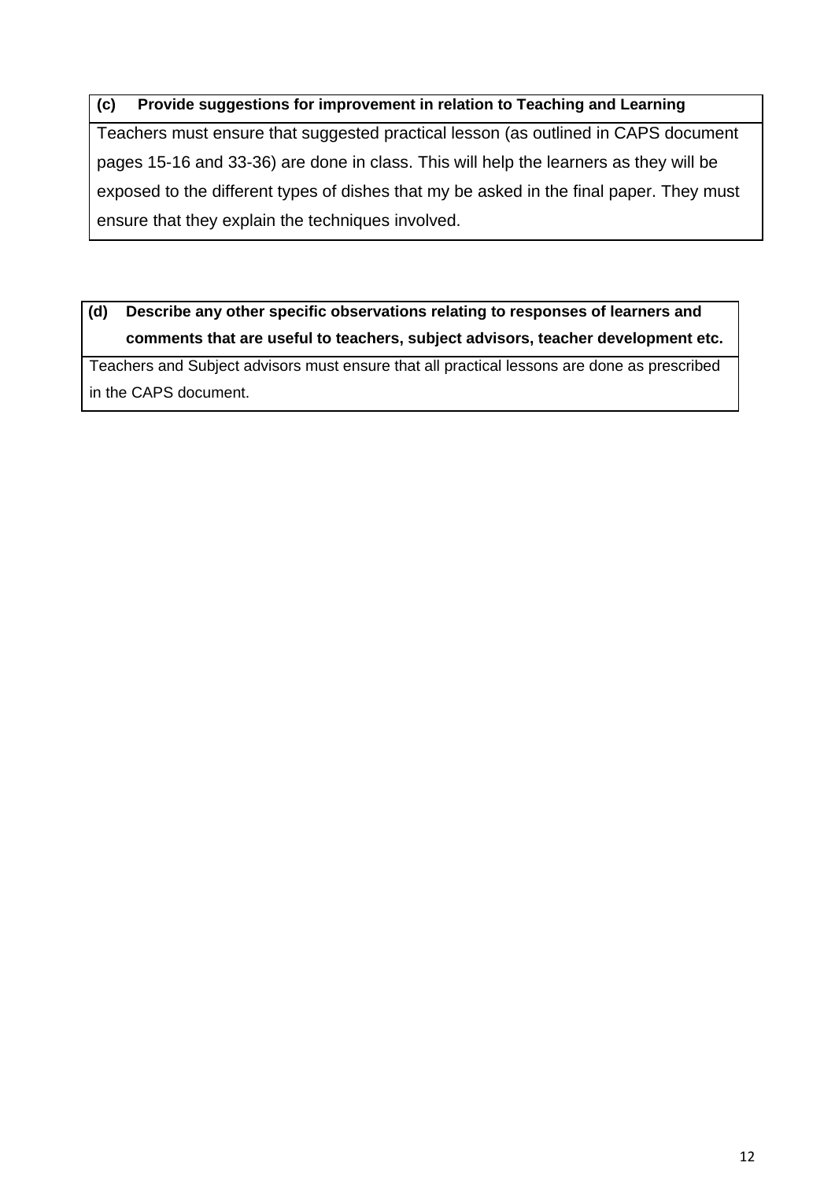| (c) Provide suggestions for improvement in relation to Teaching and Learning |
| --- |
| Teachers must ensure that suggested practical lesson (as outlined in CAPS document pages 15-16 and 33-36) are done in class. This will help the learners as they will be exposed to the different types of dishes that my be asked in the final paper. They must ensure that they explain the techniques involved. |

| (d) Describe any other specific observations relating to responses of learners and comments that are useful to teachers, subject advisors, teacher development etc. |
| --- |
| Teachers and Subject advisors must ensure that all practical lessons are done as prescribed in the CAPS document. |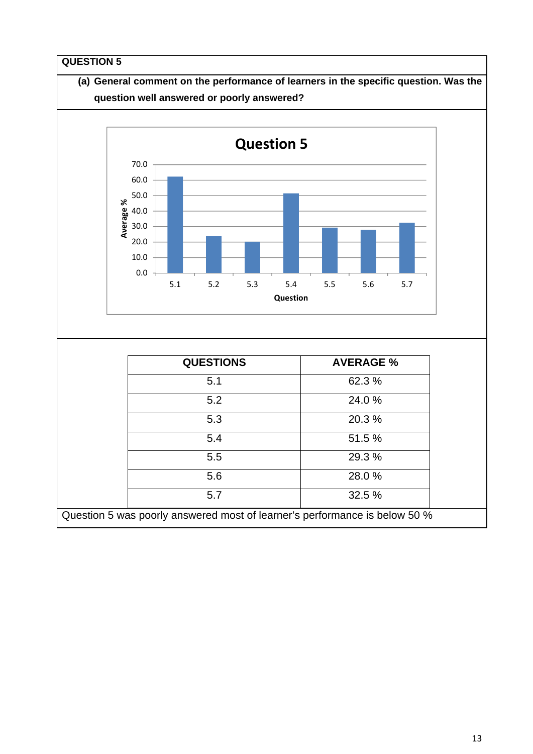## QUESTION 5

**(a) General comment on the performance of learners in the specific question. Was the question well answered or poorly answered?**

| QUESTIONS | AVERAGE % |
|---|---|
| 5.1 | 62.3 % |
| 5.2 | 24.0 % |
| 5.3 | 20.3 % |
| 5.4 | 51.5 % |
| 5.5 | 29.3 % |
| 5.6 | 28.0 % |
| 5.7 | 32.5 % |

Question 5 was poorly answered most of learner's performance is below 50 %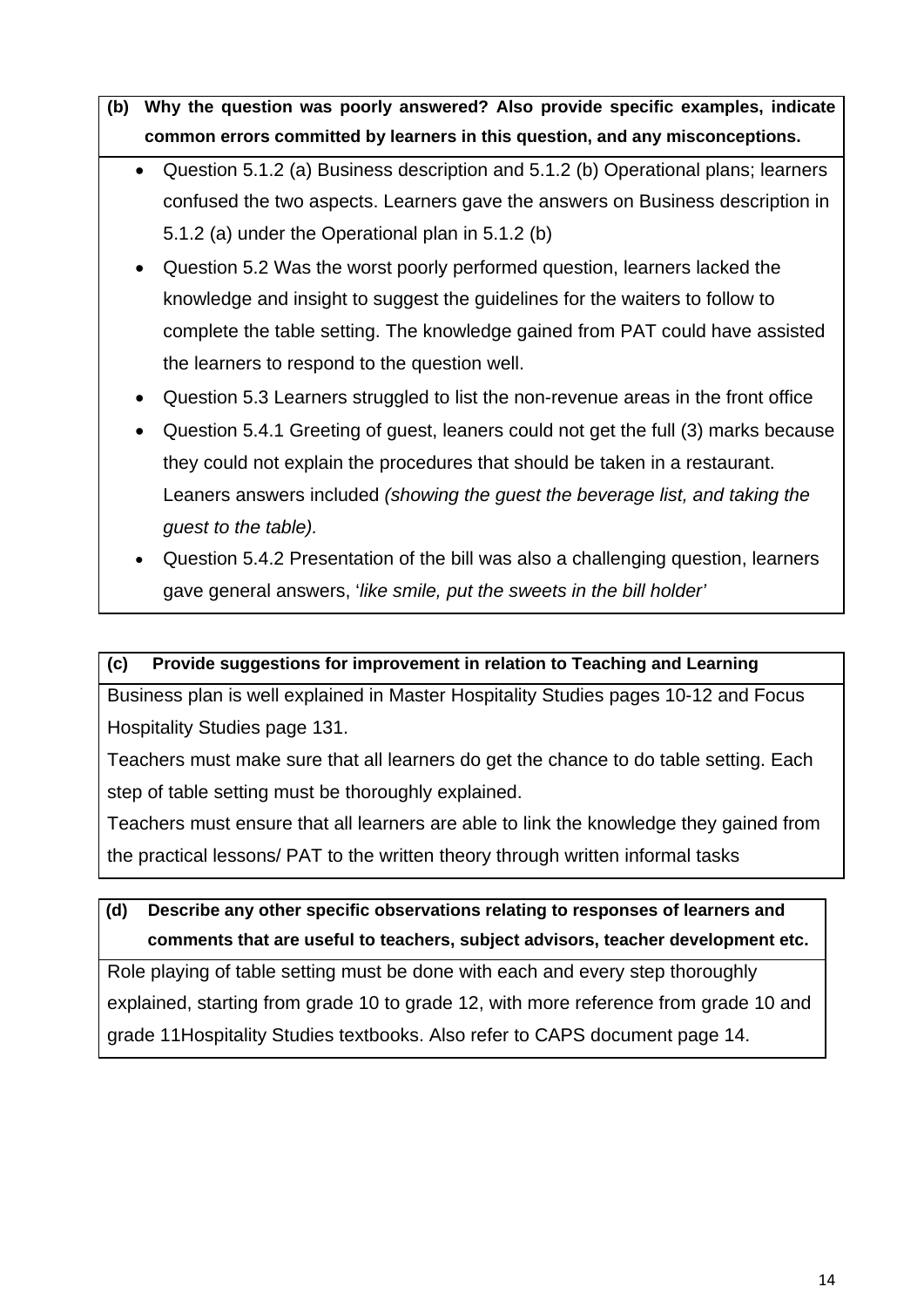**(b) Why the question was poorly answered? Also provide specific examples, indicate common errors committed by learners in this question, and any misconceptions.**

- Question 5.1.2 (a) Business description and 5.1.2 (b) Operational plans; learners confused the two aspects. Learners gave the answers on Business description in 5.1.2 (a) under the Operational plan in 5.1.2 (b)
- Question 5.2 Was the worst poorly performed question, learners lacked the knowledge and insight to suggest the guidelines for the waiters to follow to complete the table setting. The knowledge gained from PAT could have assisted the learners to respond to the question well.
- Question 5.3 Learners struggled to list the non-revenue areas in the front office
- Question 5.4.1 Greeting of guest, leaners could not get the full (3) marks because they could not explain the procedures that should be taken in a restaurant. Leaners answers included *(showing the guest the beverage list, and taking the guest to the table).*
- Question 5.4.2 Presentation of the bill was also a challenging question, learners gave general answers, '*like smile, put the sweets in the bill holder'*

**(c) Provide suggestions for improvement in relation to Teaching and Learning**

Business plan is well explained in Master Hospitality Studies pages 10-12 and Focus Hospitality Studies page 131.

Teachers must make sure that all learners do get the chance to do table setting. Each step of table setting must be thoroughly explained.

Teachers must ensure that all learners are able to link the knowledge they gained from the practical lessons/ PAT to the written theory through written informal tasks

**(d) Describe any other specific observations relating to responses of learners and comments that are useful to teachers, subject advisors, teacher development etc.**

Role playing of table setting must be done with each and every step thoroughly explained, starting from grade 10 to grade 12, with more reference from grade 10 and grade 11Hospitality Studies textbooks. Also refer to CAPS document page 14.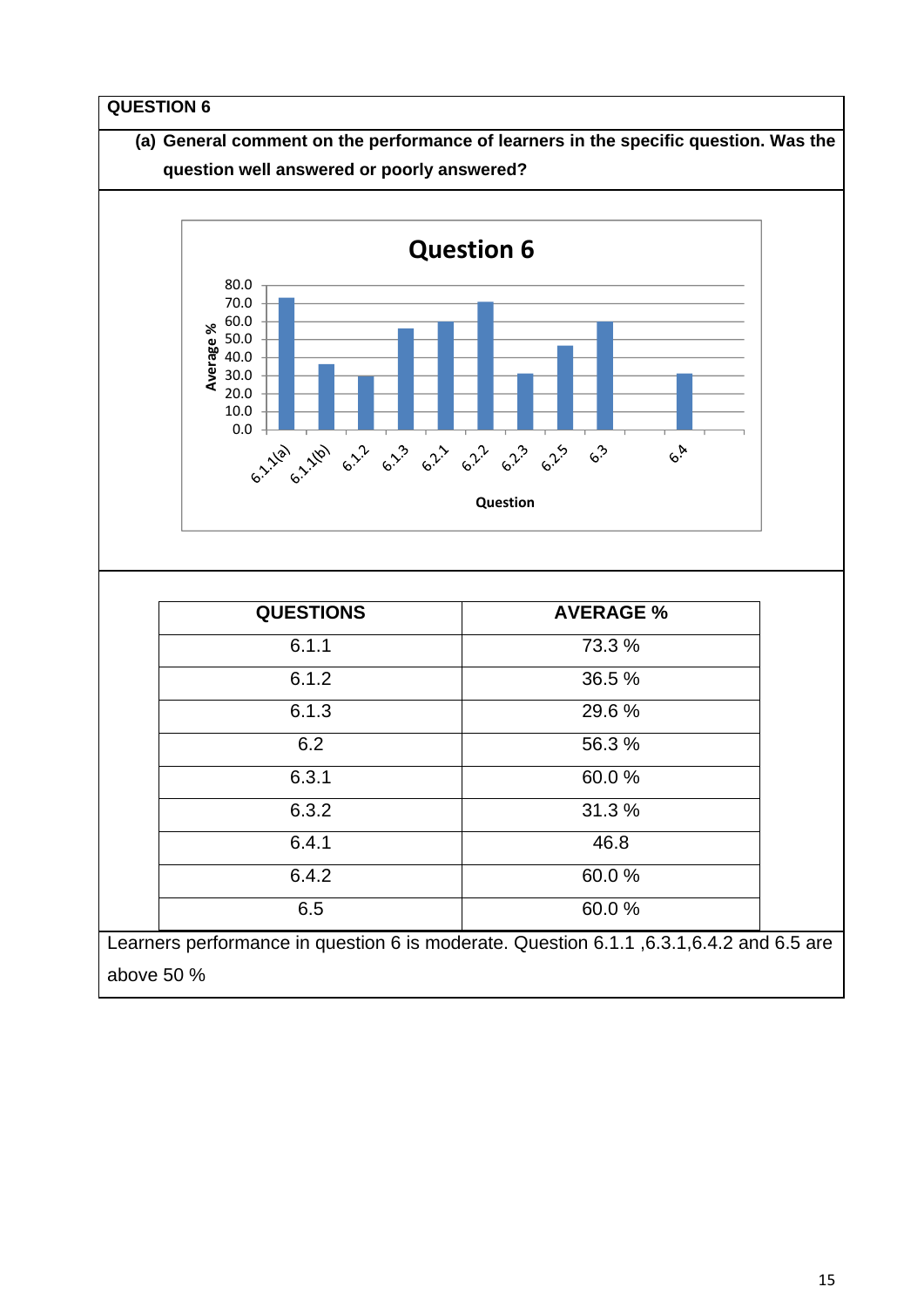## QUESTION 6

**(a) General comment on the performance of learners in the specific question. Was the question well answered or poorly answered?**

| QUESTIONS | AVERAGE % |
|---|---|
| 6.1.1 | 73.3 % |
| 6.1.2 | 36.5 % |
| 6.1.3 | 29.6 % |
| 6.2 | 56.3 % |
| 6.3.1 | 60.0 % |
| 6.3.2 | 31.3 % |
| 6.4.1 | 46.8 |
| 6.4.2 | 60.0 % |
| 6.5 | 60.0 % |

Learners performance in question 6 is moderate. Question 6.1.1 ,6.3.1,6.4.2 and 6.5 are above 50 %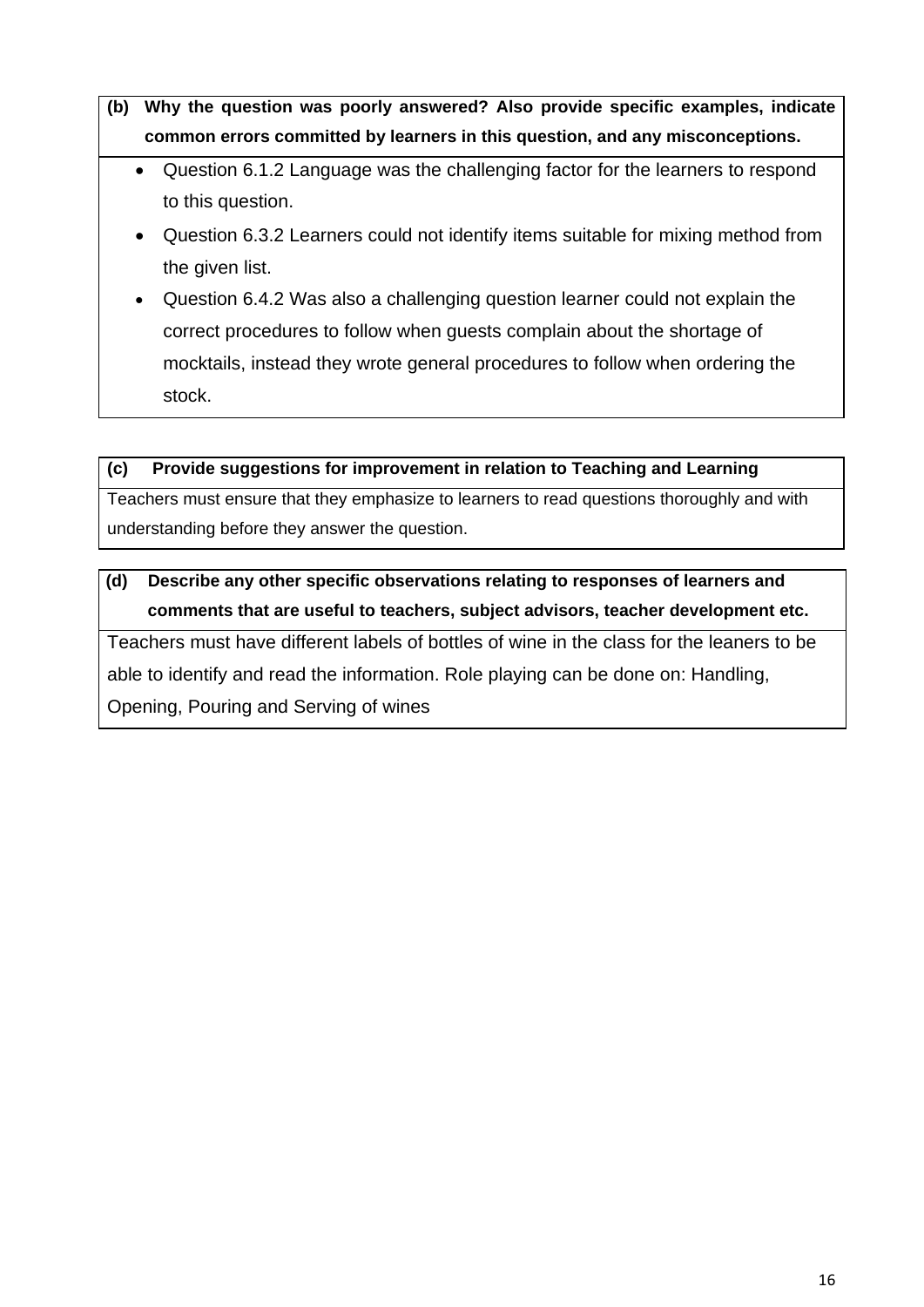| (b) Why the question was poorly answered? Also provide specific examples, indicate common errors committed by learners in this question, and any misconceptions. |
| --- |
| • Question 6.1.2 Language was the challenging factor for the learners to respond to this question.<br>• Question 6.3.2 Learners could not identify items suitable for mixing method from the given list.<br>• Question 6.4.2 Was also a challenging question learner could not explain the correct procedures to follow when guests complain about the shortage of mocktails, instead they wrote general procedures to follow when ordering the stock. |

| (c) Provide suggestions for improvement in relation to Teaching and Learning |
| --- |
| Teachers must ensure that they emphasize to learners to read questions thoroughly and with understanding before they answer the question. |

| (d) Describe any other specific observations relating to responses of learners and comments that are useful to teachers, subject advisors, teacher development etc. |
| --- |
| Teachers must have different labels of bottles of wine in the class for the leaners to be able to identify and read the information. Role playing can be done on: Handling, Opening, Pouring and Serving of wines |